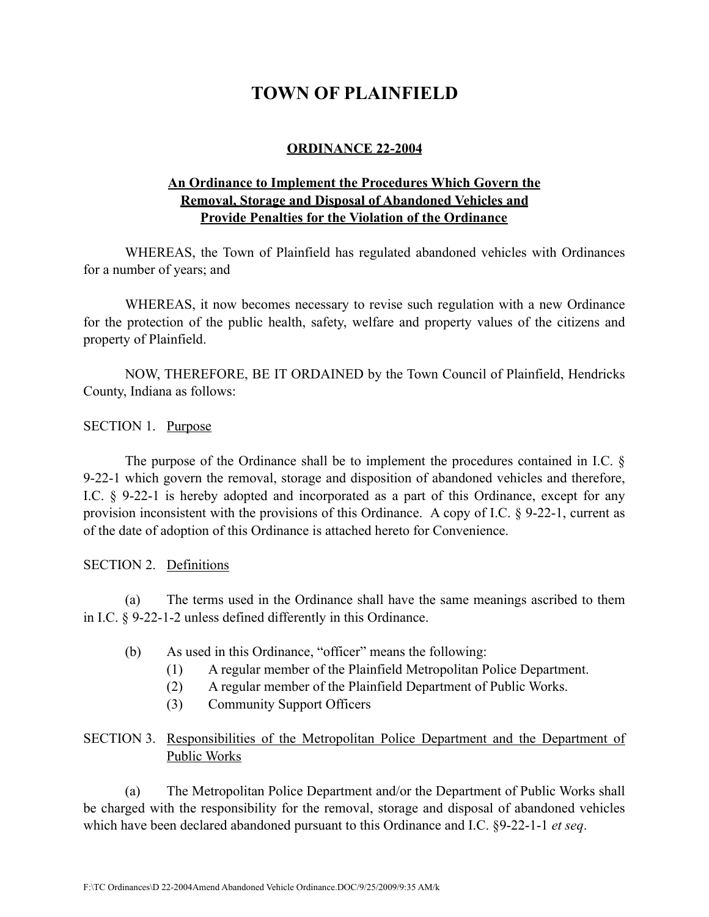# TOWN OF PLAINFIELD

## ORDINANCE 22-2004

### An Ordinance to Implement the Procedures Which Govern the Removal, Storage and Disposal of Abandoned Vehicles and Provide Penalties for the Violation of the Ordinance

WHEREAS, the Town of Plainfield has regulated abandoned vehicles with Ordinances for a number of years; and

WHEREAS, it now becomes necessary to revise such regulation with a new Ordinance for the protection of the public health, safety, welfare and property values of the citizens and property of Plainfield.

NOW, THEREFORE, BE IT ORDAINED by the Town Council of Plainfield, Hendricks County, Indiana as follows:

SECTION 1. Purpose

The purpose of the Ordinance shall be to implement the procedures contained in I.C. § 9-22-1 which govern the removal, storage and disposition of abandoned vehicles and therefore, I.C. § 9-22-1 is hereby adopted and incorporated as a part of this Ordinance, except for any provision inconsistent with the provisions of this Ordinance. A copy of I.C. § 9-22-1, current as of the date of adoption of this Ordinance is attached hereto for Convenience.

SECTION 2. Definitions

(a) The terms used in the Ordinance shall have the same meanings ascribed to them in I.C. § 9-22-1-2 unless defined differently in this Ordinance.

(b) As used in this Ordinance, "officer" means the following:

(1) A regular member of the Plainfield Metropolitan Police Department.
(2) A regular member of the Plainfield Department of Public Works.
(3) Community Support Officers

SECTION 3. Responsibilities of the Metropolitan Police Department and the Department of Public Works

(a) The Metropolitan Police Department and/or the Department of Public Works shall be charged with the responsibility for the removal, storage and disposal of abandoned vehicles which have been declared abandoned pursuant to this Ordinance and I.C. §9-22-1-1 *et seq*.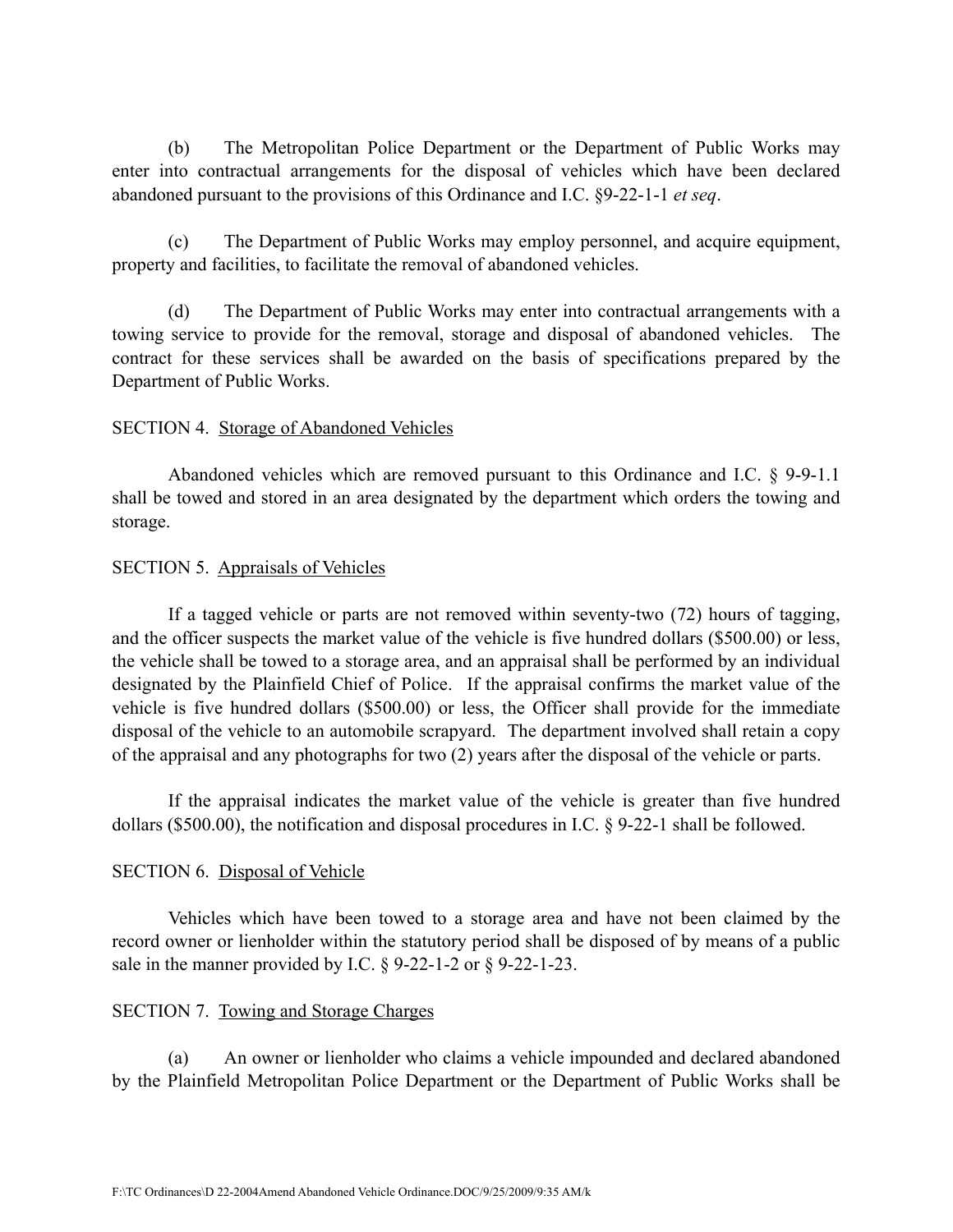(b) The Metropolitan Police Department or the Department of Public Works may enter into contractual arrangements for the disposal of vehicles which have been declared abandoned pursuant to the provisions of this Ordinance and I.C. §9-22-1-1 *et seq*.

(c) The Department of Public Works may employ personnel, and acquire equipment, property and facilities, to facilitate the removal of abandoned vehicles.

(d) The Department of Public Works may enter into contractual arrangements with a towing service to provide for the removal, storage and disposal of abandoned vehicles. The contract for these services shall be awarded on the basis of specifications prepared by the Department of Public Works.

SECTION 4. Storage of Abandoned Vehicles

Abandoned vehicles which are removed pursuant to this Ordinance and I.C. § 9-9-1.1 shall be towed and stored in an area designated by the department which orders the towing and storage.

SECTION 5. Appraisals of Vehicles

If a tagged vehicle or parts are not removed within seventy-two (72) hours of tagging, and the officer suspects the market value of the vehicle is five hundred dollars ($500.00) or less, the vehicle shall be towed to a storage area, and an appraisal shall be performed by an individual designated by the Plainfield Chief of Police. If the appraisal confirms the market value of the vehicle is five hundred dollars ($500.00) or less, the Officer shall provide for the immediate disposal of the vehicle to an automobile scrapyard. The department involved shall retain a copy of the appraisal and any photographs for two (2) years after the disposal of the vehicle or parts.

If the appraisal indicates the market value of the vehicle is greater than five hundred dollars ($500.00), the notification and disposal procedures in I.C. § 9-22-1 shall be followed.

SECTION 6. Disposal of Vehicle

Vehicles which have been towed to a storage area and have not been claimed by the record owner or lienholder within the statutory period shall be disposed of by means of a public sale in the manner provided by I.C. § 9-22-1-2 or § 9-22-1-23.

SECTION 7. Towing and Storage Charges

(a) An owner or lienholder who claims a vehicle impounded and declared abandoned by the Plainfield Metropolitan Police Department or the Department of Public Works shall be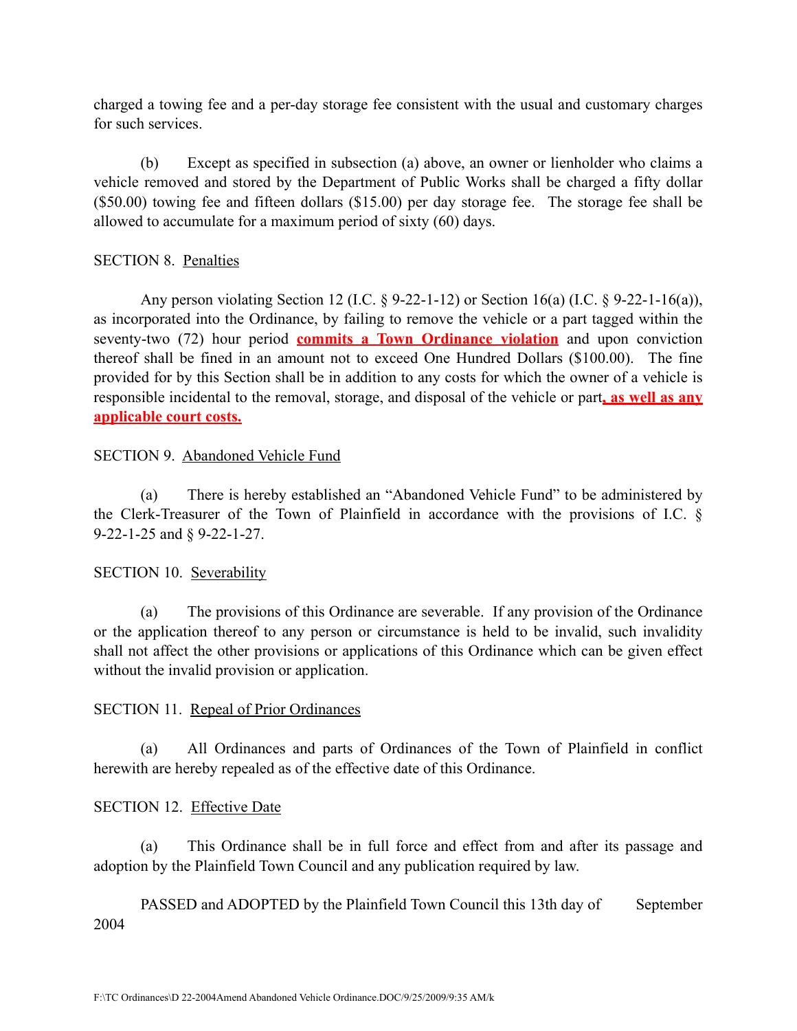charged a towing fee and a per-day storage fee consistent with the usual and customary charges for such services.

(b) Except as specified in subsection (a) above, an owner or lienholder who claims a vehicle removed and stored by the Department of Public Works shall be charged a fifty dollar ($50.00) towing fee and fifteen dollars ($15.00) per day storage fee. The storage fee shall be allowed to accumulate for a maximum period of sixty (60) days.

SECTION 8. Penalties

Any person violating Section 12 (I.C. § 9-22-1-12) or Section 16(a) (I.C. § 9-22-1-16(a)), as incorporated into the Ordinance, by failing to remove the vehicle or a part tagged within the seventy-two (72) hour period **commits a Town Ordinance violation** and upon conviction thereof shall be fined in an amount not to exceed One Hundred Dollars ($100.00). The fine provided for by this Section shall be in addition to any costs for which the owner of a vehicle is responsible incidental to the removal, storage, and disposal of the vehicle or part**, as well as any applicable court costs.**

SECTION 9. Abandoned Vehicle Fund

(a) There is hereby established an "Abandoned Vehicle Fund" to be administered by the Clerk-Treasurer of the Town of Plainfield in accordance with the provisions of I.C. § 9-22-1-25 and § 9-22-1-27.

SECTION 10. Severability

(a) The provisions of this Ordinance are severable. If any provision of the Ordinance or the application thereof to any person or circumstance is held to be invalid, such invalidity shall not affect the other provisions or applications of this Ordinance which can be given effect without the invalid provision or application.

SECTION 11. Repeal of Prior Ordinances

(a) All Ordinances and parts of Ordinances of the Town of Plainfield in conflict herewith are hereby repealed as of the effective date of this Ordinance.

SECTION 12. Effective Date

(a) This Ordinance shall be in full force and effect from and after its passage and adoption by the Plainfield Town Council and any publication required by law.

PASSED and ADOPTED by the Plainfield Town Council this 13th day of September 2004

F:\TC Ordinances\D 22-2004Amend Abandoned Vehicle Ordinance.DOC/9/25/2009/9:35 AM/k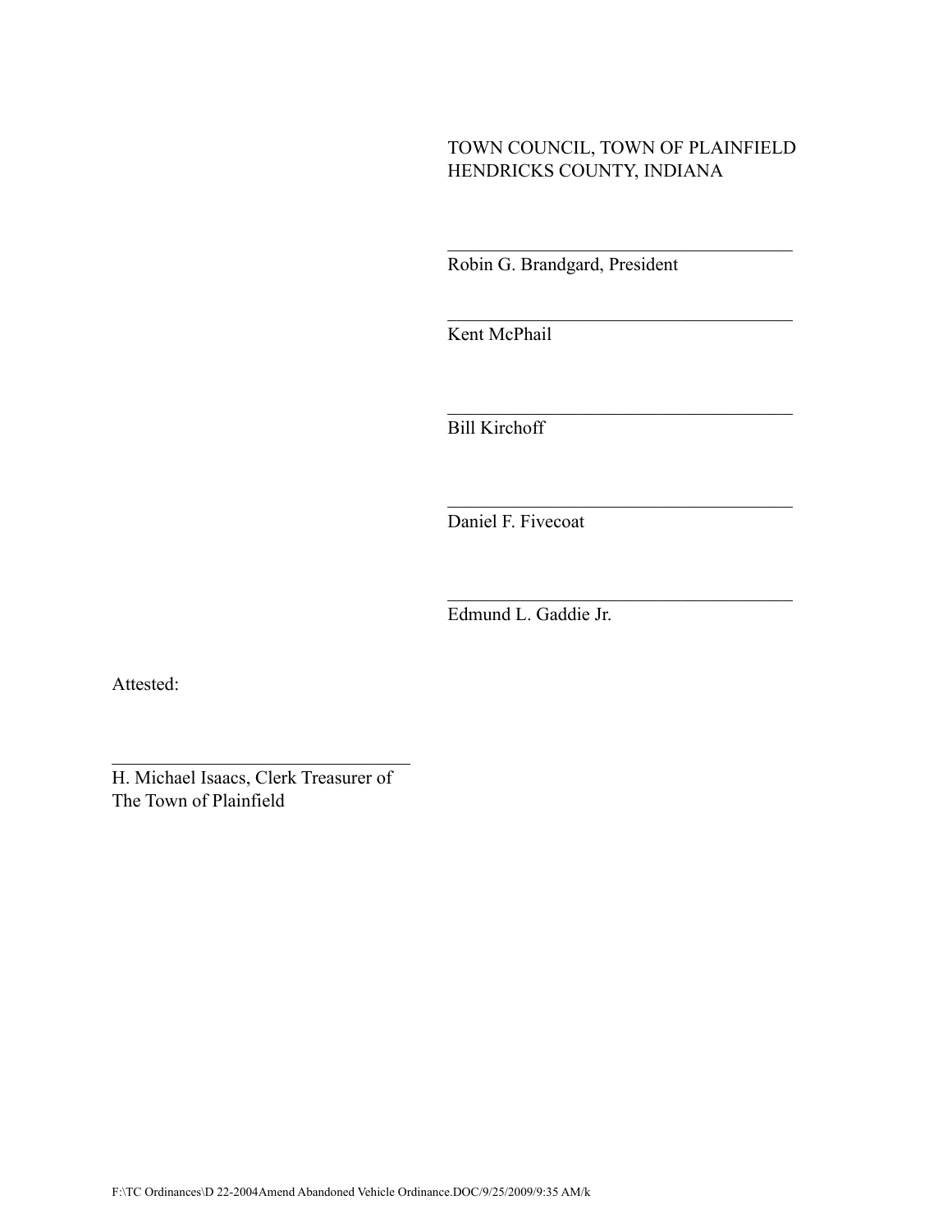TOWN COUNCIL, TOWN OF PLAINFIELD
HENDRICKS COUNTY, INDIANA

_____________________________________
Robin G. Brandgard, President

_____________________________________
Kent McPhail

_____________________________________
Bill Kirchoff

_____________________________________
Daniel F. Fivecoat

_____________________________________
Edmund L. Gaddie Jr.

Attested:

_________________________________
H. Michael Isaacs, Clerk Treasurer of
The Town of Plainfield

F:\TC Ordinances\D 22-2004Amend Abandoned Vehicle Ordinance.DOC/9/25/2009/9:35 AM/k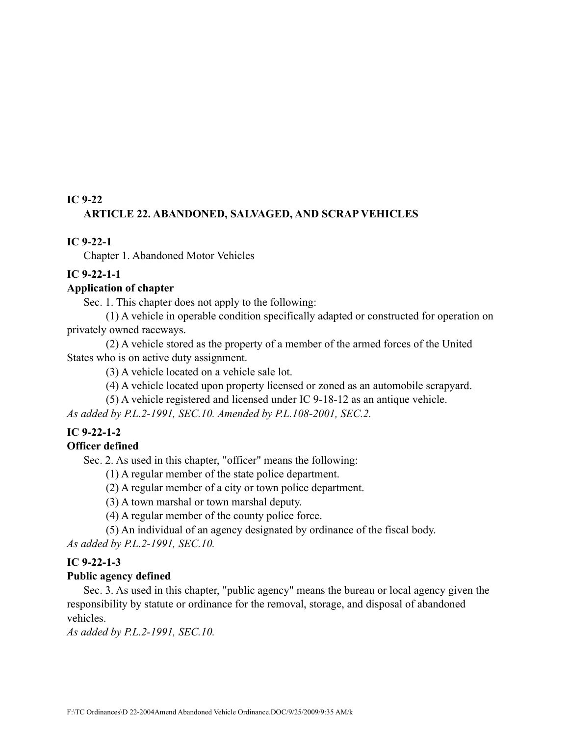**IC 9-22**

**ARTICLE 22. ABANDONED, SALVAGED, AND SCRAP VEHICLES**

**IC 9-22-1**

Chapter 1. Abandoned Motor Vehicles

**IC 9-22-1-1**

**Application of chapter**

Sec. 1. This chapter does not apply to the following:

(1) A vehicle in operable condition specifically adapted or constructed for operation on privately owned raceways.

(2) A vehicle stored as the property of a member of the armed forces of the United States who is on active duty assignment.

(3) A vehicle located on a vehicle sale lot.

(4) A vehicle located upon property licensed or zoned as an automobile scrapyard.

(5) A vehicle registered and licensed under IC 9-18-12 as an antique vehicle.

*As added by P.L.2-1991, SEC.10. Amended by P.L.108-2001, SEC.2.*

**IC 9-22-1-2**

**Officer defined**

Sec. 2. As used in this chapter, "officer" means the following:

(1) A regular member of the state police department.

(2) A regular member of a city or town police department.

(3) A town marshal or town marshal deputy.

(4) A regular member of the county police force.

(5) An individual of an agency designated by ordinance of the fiscal body.

*As added by P.L.2-1991, SEC.10.*

**IC 9-22-1-3**

**Public agency defined**

Sec. 3. As used in this chapter, "public agency" means the bureau or local agency given the responsibility by statute or ordinance for the removal, storage, and disposal of abandoned vehicles.

*As added by P.L.2-1991, SEC.10.*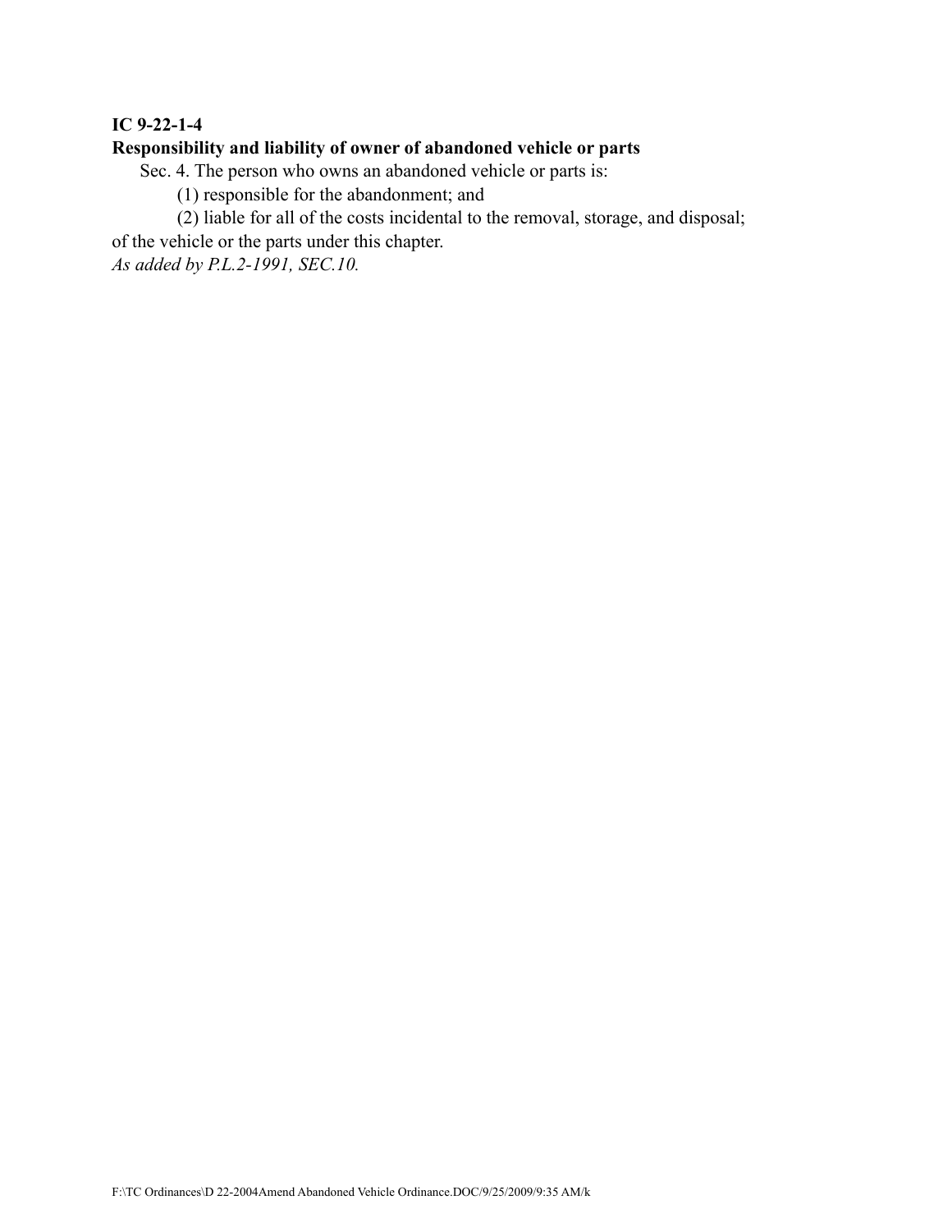**IC 9-22-1-4**

**Responsibility and liability of owner of abandoned vehicle or parts**

Sec. 4. The person who owns an abandoned vehicle or parts is:

(1) responsible for the abandonment; and

(2) liable for all of the costs incidental to the removal, storage, and disposal;

of the vehicle or the parts under this chapter.

*As added by P.L.2-1991, SEC.10.*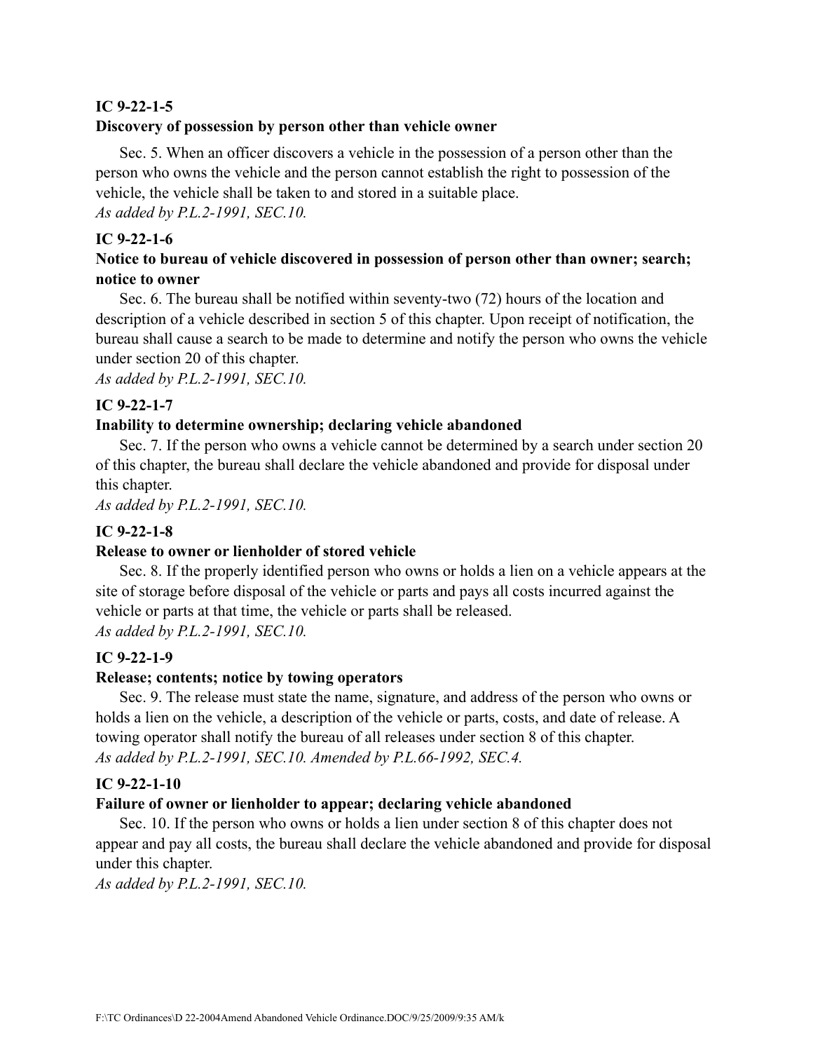**IC 9-22-1-5**

**Discovery of possession by person other than vehicle owner**

Sec. 5. When an officer discovers a vehicle in the possession of a person other than the person who owns the vehicle and the person cannot establish the right to possession of the vehicle, the vehicle shall be taken to and stored in a suitable place.

*As added by P.L.2-1991, SEC.10.*

**IC 9-22-1-6**

**Notice to bureau of vehicle discovered in possession of person other than owner; search; notice to owner**

Sec. 6. The bureau shall be notified within seventy-two (72) hours of the location and description of a vehicle described in section 5 of this chapter. Upon receipt of notification, the bureau shall cause a search to be made to determine and notify the person who owns the vehicle under section 20 of this chapter.

*As added by P.L.2-1991, SEC.10.*

**IC 9-22-1-7**

**Inability to determine ownership; declaring vehicle abandoned**

Sec. 7. If the person who owns a vehicle cannot be determined by a search under section 20 of this chapter, the bureau shall declare the vehicle abandoned and provide for disposal under this chapter.

*As added by P.L.2-1991, SEC.10.*

**IC 9-22-1-8**

**Release to owner or lienholder of stored vehicle**

Sec. 8. If the properly identified person who owns or holds a lien on a vehicle appears at the site of storage before disposal of the vehicle or parts and pays all costs incurred against the vehicle or parts at that time, the vehicle or parts shall be released.

*As added by P.L.2-1991, SEC.10.*

**IC 9-22-1-9**

**Release; contents; notice by towing operators**

Sec. 9. The release must state the name, signature, and address of the person who owns or holds a lien on the vehicle, a description of the vehicle or parts, costs, and date of release. A towing operator shall notify the bureau of all releases under section 8 of this chapter.

*As added by P.L.2-1991, SEC.10. Amended by P.L.66-1992, SEC.4.*

**IC 9-22-1-10**

**Failure of owner or lienholder to appear; declaring vehicle abandoned**

Sec. 10. If the person who owns or holds a lien under section 8 of this chapter does not appear and pay all costs, the bureau shall declare the vehicle abandoned and provide for disposal under this chapter.

*As added by P.L.2-1991, SEC.10.*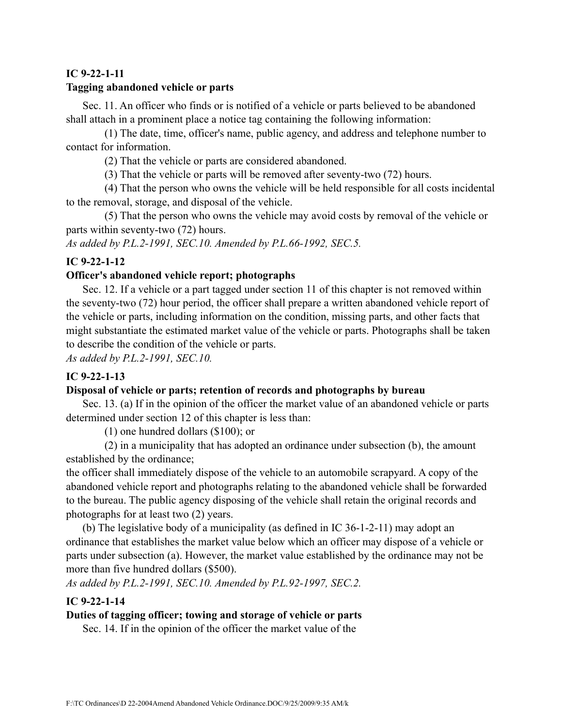**IC 9-22-1-11**
**Tagging abandoned vehicle or parts**

Sec. 11. An officer who finds or is notified of a vehicle or parts believed to be abandoned shall attach in a prominent place a notice tag containing the following information:

(1) The date, time, officer's name, public agency, and address and telephone number to contact for information.

(2) That the vehicle or parts are considered abandoned.

(3) That the vehicle or parts will be removed after seventy-two (72) hours.

(4) That the person who owns the vehicle will be held responsible for all costs incidental to the removal, storage, and disposal of the vehicle.

(5) That the person who owns the vehicle may avoid costs by removal of the vehicle or parts within seventy-two (72) hours.

*As added by P.L.2-1991, SEC.10. Amended by P.L.66-1992, SEC.5.*

**IC 9-22-1-12**
**Officer's abandoned vehicle report; photographs**

Sec. 12. If a vehicle or a part tagged under section 11 of this chapter is not removed within the seventy-two (72) hour period, the officer shall prepare a written abandoned vehicle report of the vehicle or parts, including information on the condition, missing parts, and other facts that might substantiate the estimated market value of the vehicle or parts. Photographs shall be taken to describe the condition of the vehicle or parts.

*As added by P.L.2-1991, SEC.10.*

**IC 9-22-1-13**
**Disposal of vehicle or parts; retention of records and photographs by bureau**

Sec. 13. (a) If in the opinion of the officer the market value of an abandoned vehicle or parts determined under section 12 of this chapter is less than:

(1) one hundred dollars ($100); or

(2) in a municipality that has adopted an ordinance under subsection (b), the amount established by the ordinance;

the officer shall immediately dispose of the vehicle to an automobile scrapyard. A copy of the abandoned vehicle report and photographs relating to the abandoned vehicle shall be forwarded to the bureau. The public agency disposing of the vehicle shall retain the original records and photographs for at least two (2) years.

(b) The legislative body of a municipality (as defined in IC 36-1-2-11) may adopt an ordinance that establishes the market value below which an officer may dispose of a vehicle or parts under subsection (a). However, the market value established by the ordinance may not be more than five hundred dollars ($500).

*As added by P.L.2-1991, SEC.10. Amended by P.L.92-1997, SEC.2.*

**IC 9-22-1-14**
**Duties of tagging officer; towing and storage of vehicle or parts**

Sec. 14. If in the opinion of the officer the market value of the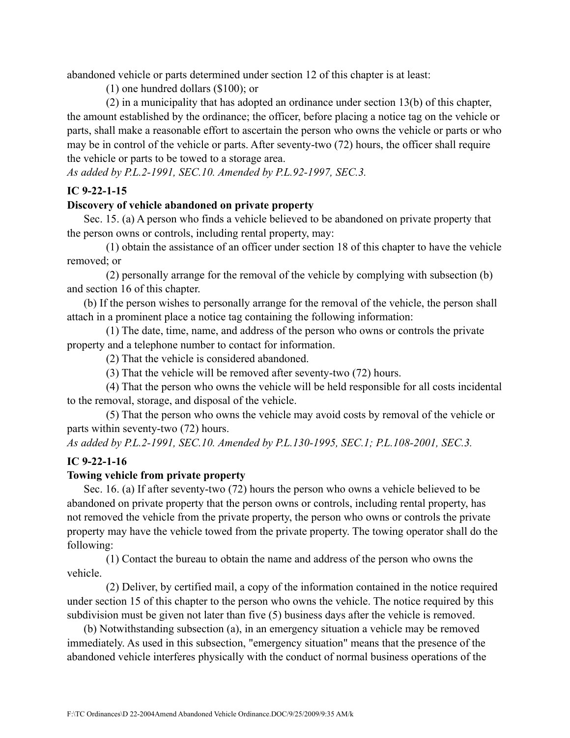abandoned vehicle or parts determined under section 12 of this chapter is at least:

(1) one hundred dollars ($100); or

(2) in a municipality that has adopted an ordinance under section 13(b) of this chapter, the amount established by the ordinance; the officer, before placing a notice tag on the vehicle or parts, shall make a reasonable effort to ascertain the person who owns the vehicle or parts or who may be in control of the vehicle or parts. After seventy-two (72) hours, the officer shall require the vehicle or parts to be towed to a storage area.

*As added by P.L.2-1991, SEC.10. Amended by P.L.92-1997, SEC.3.*

**IC 9-22-1-15**

**Discovery of vehicle abandoned on private property**

Sec. 15. (a) A person who finds a vehicle believed to be abandoned on private property that the person owns or controls, including rental property, may:

(1) obtain the assistance of an officer under section 18 of this chapter to have the vehicle removed; or

(2) personally arrange for the removal of the vehicle by complying with subsection (b) and section 16 of this chapter.

(b) If the person wishes to personally arrange for the removal of the vehicle, the person shall attach in a prominent place a notice tag containing the following information:

(1) The date, time, name, and address of the person who owns or controls the private property and a telephone number to contact for information.

(2) That the vehicle is considered abandoned.

(3) That the vehicle will be removed after seventy-two (72) hours.

(4) That the person who owns the vehicle will be held responsible for all costs incidental to the removal, storage, and disposal of the vehicle.

(5) That the person who owns the vehicle may avoid costs by removal of the vehicle or parts within seventy-two (72) hours.

*As added by P.L.2-1991, SEC.10. Amended by P.L.130-1995, SEC.1; P.L.108-2001, SEC.3.*

**IC 9-22-1-16**

**Towing vehicle from private property**

Sec. 16. (a) If after seventy-two (72) hours the person who owns a vehicle believed to be abandoned on private property that the person owns or controls, including rental property, has not removed the vehicle from the private property, the person who owns or controls the private property may have the vehicle towed from the private property. The towing operator shall do the following:

(1) Contact the bureau to obtain the name and address of the person who owns the vehicle.

(2) Deliver, by certified mail, a copy of the information contained in the notice required under section 15 of this chapter to the person who owns the vehicle. The notice required by this subdivision must be given not later than five (5) business days after the vehicle is removed.

(b) Notwithstanding subsection (a), in an emergency situation a vehicle may be removed immediately. As used in this subsection, "emergency situation" means that the presence of the abandoned vehicle interferes physically with the conduct of normal business operations of the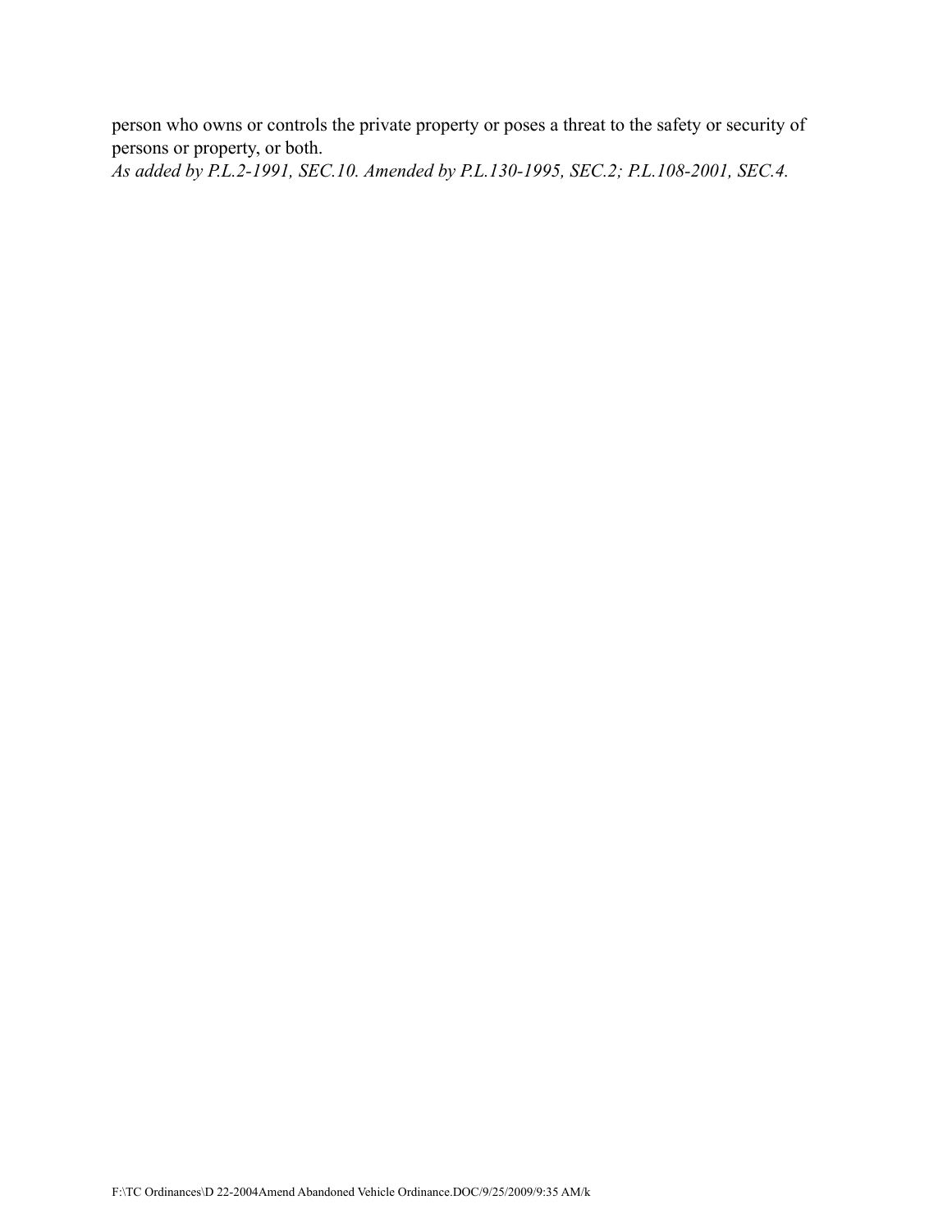person who owns or controls the private property or poses a threat to the safety or security of persons or property, or both.

*As added by P.L.2-1991, SEC.10. Amended by P.L.130-1995, SEC.2; P.L.108-2001, SEC.4.*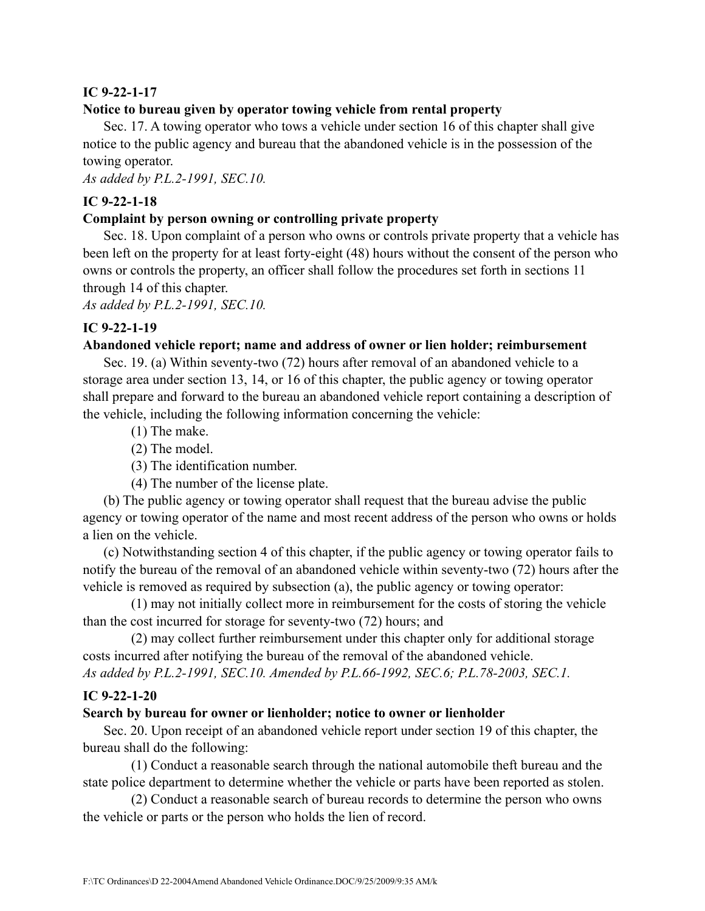**IC 9-22-1-17**

**Notice to bureau given by operator towing vehicle from rental property**

Sec. 17. A towing operator who tows a vehicle under section 16 of this chapter shall give notice to the public agency and bureau that the abandoned vehicle is in the possession of the towing operator.

*As added by P.L.2-1991, SEC.10.*

**IC 9-22-1-18**

**Complaint by person owning or controlling private property**

Sec. 18. Upon complaint of a person who owns or controls private property that a vehicle has been left on the property for at least forty-eight (48) hours without the consent of the person who owns or controls the property, an officer shall follow the procedures set forth in sections 11 through 14 of this chapter.

*As added by P.L.2-1991, SEC.10.*

**IC 9-22-1-19**

**Abandoned vehicle report; name and address of owner or lien holder; reimbursement**

Sec. 19. (a) Within seventy-two (72) hours after removal of an abandoned vehicle to a storage area under section 13, 14, or 16 of this chapter, the public agency or towing operator shall prepare and forward to the bureau an abandoned vehicle report containing a description of the vehicle, including the following information concerning the vehicle:

(1) The make.

(2) The model.

(3) The identification number.

(4) The number of the license plate.

(b) The public agency or towing operator shall request that the bureau advise the public agency or towing operator of the name and most recent address of the person who owns or holds a lien on the vehicle.

(c) Notwithstanding section 4 of this chapter, if the public agency or towing operator fails to notify the bureau of the removal of an abandoned vehicle within seventy-two (72) hours after the vehicle is removed as required by subsection (a), the public agency or towing operator:

(1) may not initially collect more in reimbursement for the costs of storing the vehicle than the cost incurred for storage for seventy-two (72) hours; and

(2) may collect further reimbursement under this chapter only for additional storage costs incurred after notifying the bureau of the removal of the abandoned vehicle.

*As added by P.L.2-1991, SEC.10. Amended by P.L.66-1992, SEC.6; P.L.78-2003, SEC.1.*

**IC 9-22-1-20**

**Search by bureau for owner or lienholder; notice to owner or lienholder**

Sec. 20. Upon receipt of an abandoned vehicle report under section 19 of this chapter, the bureau shall do the following:

(1) Conduct a reasonable search through the national automobile theft bureau and the state police department to determine whether the vehicle or parts have been reported as stolen.

(2) Conduct a reasonable search of bureau records to determine the person who owns the vehicle or parts or the person who holds the lien of record.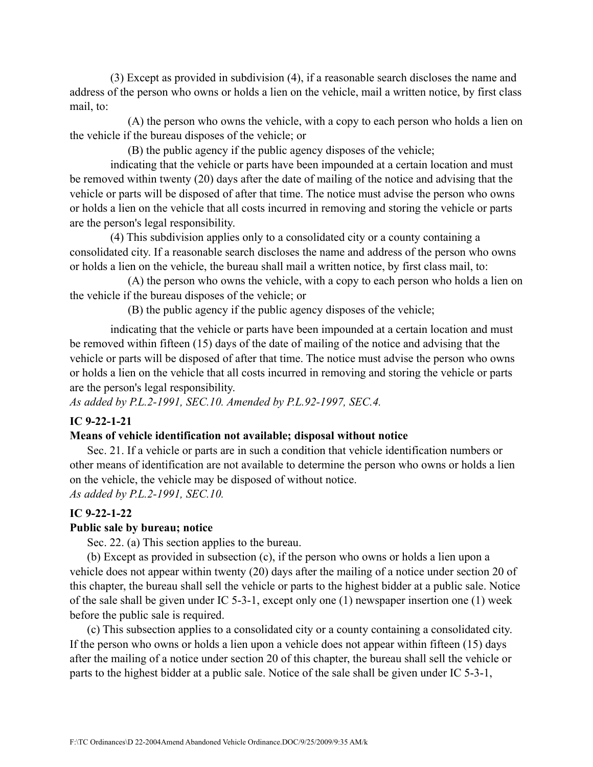(3) Except as provided in subdivision (4), if a reasonable search discloses the name and address of the person who owns or holds a lien on the vehicle, mail a written notice, by first class mail, to:

(A) the person who owns the vehicle, with a copy to each person who holds a lien on the vehicle if the bureau disposes of the vehicle; or

(B) the public agency if the public agency disposes of the vehicle;

indicating that the vehicle or parts have been impounded at a certain location and must be removed within twenty (20) days after the date of mailing of the notice and advising that the vehicle or parts will be disposed of after that time. The notice must advise the person who owns or holds a lien on the vehicle that all costs incurred in removing and storing the vehicle or parts are the person's legal responsibility.

(4) This subdivision applies only to a consolidated city or a county containing a consolidated city. If a reasonable search discloses the name and address of the person who owns or holds a lien on the vehicle, the bureau shall mail a written notice, by first class mail, to:

(A) the person who owns the vehicle, with a copy to each person who holds a lien on the vehicle if the bureau disposes of the vehicle; or

(B) the public agency if the public agency disposes of the vehicle;

indicating that the vehicle or parts have been impounded at a certain location and must be removed within fifteen (15) days of the date of mailing of the notice and advising that the vehicle or parts will be disposed of after that time. The notice must advise the person who owns or holds a lien on the vehicle that all costs incurred in removing and storing the vehicle or parts are the person's legal responsibility.

*As added by P.L.2-1991, SEC.10. Amended by P.L.92-1997, SEC.4.*

**IC 9-22-1-21**

**Means of vehicle identification not available; disposal without notice**

Sec. 21. If a vehicle or parts are in such a condition that vehicle identification numbers or other means of identification are not available to determine the person who owns or holds a lien on the vehicle, the vehicle may be disposed of without notice.

*As added by P.L.2-1991, SEC.10.*

**IC 9-22-1-22**

**Public sale by bureau; notice**

Sec. 22. (a) This section applies to the bureau.

(b) Except as provided in subsection (c), if the person who owns or holds a lien upon a vehicle does not appear within twenty (20) days after the mailing of a notice under section 20 of this chapter, the bureau shall sell the vehicle or parts to the highest bidder at a public sale. Notice of the sale shall be given under IC 5-3-1, except only one (1) newspaper insertion one (1) week before the public sale is required.

(c) This subsection applies to a consolidated city or a county containing a consolidated city. If the person who owns or holds a lien upon a vehicle does not appear within fifteen (15) days after the mailing of a notice under section 20 of this chapter, the bureau shall sell the vehicle or parts to the highest bidder at a public sale. Notice of the sale shall be given under IC 5-3-1,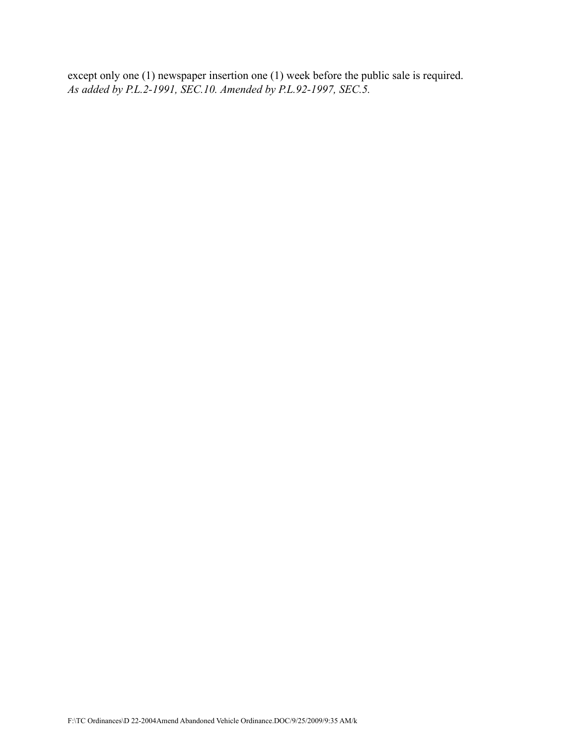except only one (1) newspaper insertion one (1) week before the public sale is required.
*As added by P.L.2-1991, SEC.10. Amended by P.L.92-1997, SEC.5.*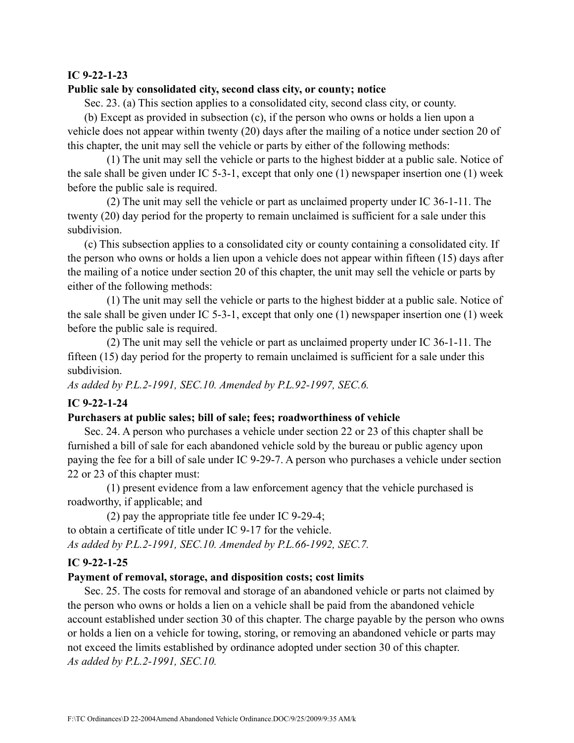**IC 9-22-1-23**

**Public sale by consolidated city, second class city, or county; notice**

Sec. 23. (a) This section applies to a consolidated city, second class city, or county.

(b) Except as provided in subsection (c), if the person who owns or holds a lien upon a vehicle does not appear within twenty (20) days after the mailing of a notice under section 20 of this chapter, the unit may sell the vehicle or parts by either of the following methods:

(1) The unit may sell the vehicle or parts to the highest bidder at a public sale. Notice of the sale shall be given under IC 5-3-1, except that only one (1) newspaper insertion one (1) week before the public sale is required.

(2) The unit may sell the vehicle or part as unclaimed property under IC 36-1-11. The twenty (20) day period for the property to remain unclaimed is sufficient for a sale under this subdivision.

(c) This subsection applies to a consolidated city or county containing a consolidated city. If the person who owns or holds a lien upon a vehicle does not appear within fifteen (15) days after the mailing of a notice under section 20 of this chapter, the unit may sell the vehicle or parts by either of the following methods:

(1) The unit may sell the vehicle or parts to the highest bidder at a public sale. Notice of the sale shall be given under IC 5-3-1, except that only one (1) newspaper insertion one (1) week before the public sale is required.

(2) The unit may sell the vehicle or part as unclaimed property under IC 36-1-11. The fifteen (15) day period for the property to remain unclaimed is sufficient for a sale under this subdivision.

*As added by P.L.2-1991, SEC.10. Amended by P.L.92-1997, SEC.6.*

**IC 9-22-1-24**

**Purchasers at public sales; bill of sale; fees; roadworthiness of vehicle**

Sec. 24. A person who purchases a vehicle under section 22 or 23 of this chapter shall be furnished a bill of sale for each abandoned vehicle sold by the bureau or public agency upon paying the fee for a bill of sale under IC 9-29-7. A person who purchases a vehicle under section 22 or 23 of this chapter must:

(1) present evidence from a law enforcement agency that the vehicle purchased is roadworthy, if applicable; and

(2) pay the appropriate title fee under IC 9-29-4;

to obtain a certificate of title under IC 9-17 for the vehicle.

*As added by P.L.2-1991, SEC.10. Amended by P.L.66-1992, SEC.7.*

**IC 9-22-1-25**

**Payment of removal, storage, and disposition costs; cost limits**

Sec. 25. The costs for removal and storage of an abandoned vehicle or parts not claimed by the person who owns or holds a lien on a vehicle shall be paid from the abandoned vehicle account established under section 30 of this chapter. The charge payable by the person who owns or holds a lien on a vehicle for towing, storing, or removing an abandoned vehicle or parts may not exceed the limits established by ordinance adopted under section 30 of this chapter.

*As added by P.L.2-1991, SEC.10.*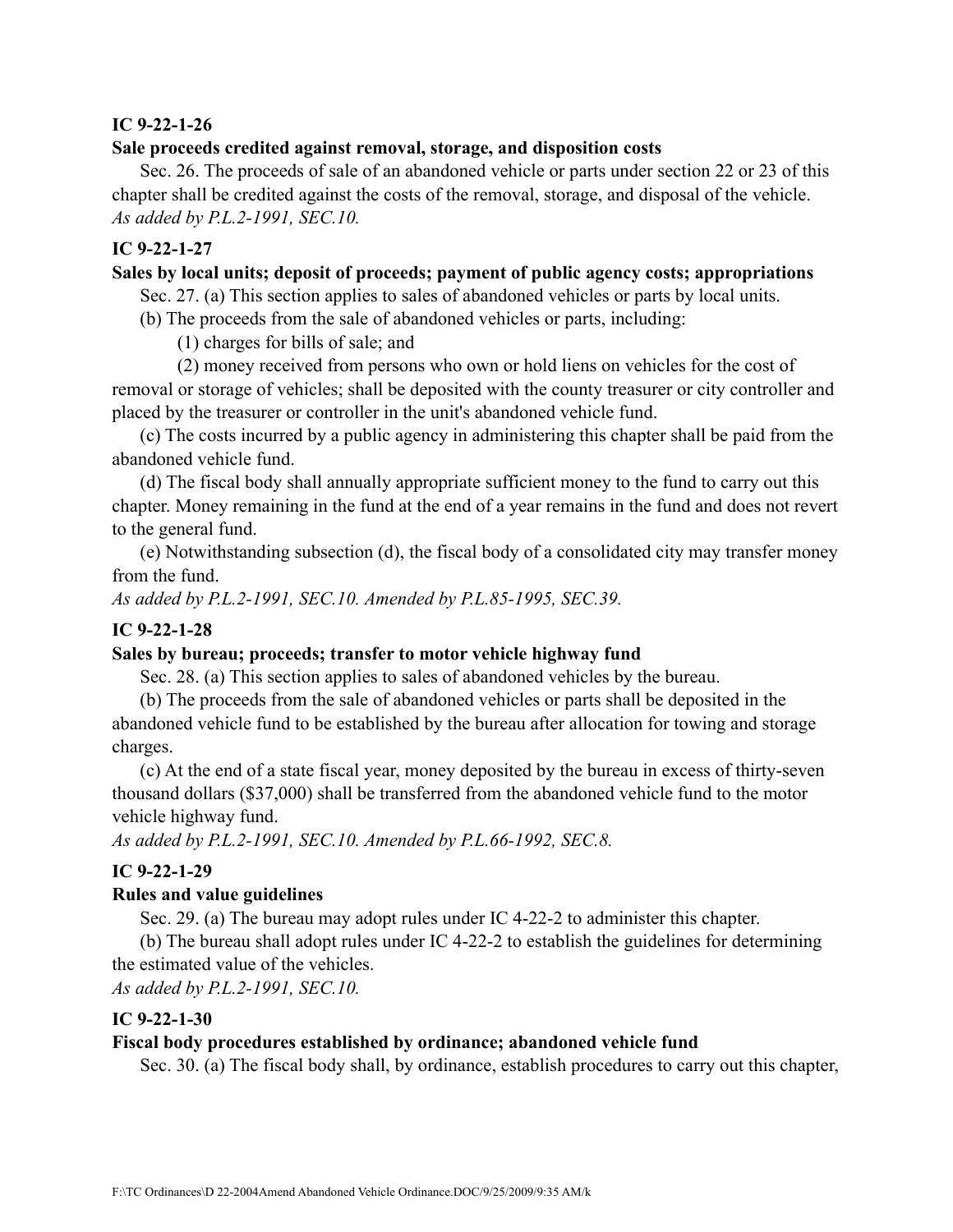**IC 9-22-1-26**

**Sale proceeds credited against removal, storage, and disposition costs**

Sec. 26. The proceeds of sale of an abandoned vehicle or parts under section 22 or 23 of this chapter shall be credited against the costs of the removal, storage, and disposal of the vehicle.
*As added by P.L.2-1991, SEC.10.*

**IC 9-22-1-27**

**Sales by local units; deposit of proceeds; payment of public agency costs; appropriations**

Sec. 27. (a) This section applies to sales of abandoned vehicles or parts by local units.

(b) The proceeds from the sale of abandoned vehicles or parts, including:

(1) charges for bills of sale; and

(2) money received from persons who own or hold liens on vehicles for the cost of removal or storage of vehicles; shall be deposited with the county treasurer or city controller and placed by the treasurer or controller in the unit's abandoned vehicle fund.

(c) The costs incurred by a public agency in administering this chapter shall be paid from the abandoned vehicle fund.

(d) The fiscal body shall annually appropriate sufficient money to the fund to carry out this chapter. Money remaining in the fund at the end of a year remains in the fund and does not revert to the general fund.

(e) Notwithstanding subsection (d), the fiscal body of a consolidated city may transfer money from the fund.
*As added by P.L.2-1991, SEC.10. Amended by P.L.85-1995, SEC.39.*

**IC 9-22-1-28**

**Sales by bureau; proceeds; transfer to motor vehicle highway fund**

Sec. 28. (a) This section applies to sales of abandoned vehicles by the bureau.

(b) The proceeds from the sale of abandoned vehicles or parts shall be deposited in the abandoned vehicle fund to be established by the bureau after allocation for towing and storage charges.

(c) At the end of a state fiscal year, money deposited by the bureau in excess of thirty-seven thousand dollars ($37,000) shall be transferred from the abandoned vehicle fund to the motor vehicle highway fund.
*As added by P.L.2-1991, SEC.10. Amended by P.L.66-1992, SEC.8.*

**IC 9-22-1-29**

**Rules and value guidelines**

Sec. 29. (a) The bureau may adopt rules under IC 4-22-2 to administer this chapter.

(b) The bureau shall adopt rules under IC 4-22-2 to establish the guidelines for determining the estimated value of the vehicles.
*As added by P.L.2-1991, SEC.10.*

**IC 9-22-1-30**

**Fiscal body procedures established by ordinance; abandoned vehicle fund**

Sec. 30. (a) The fiscal body shall, by ordinance, establish procedures to carry out this chapter,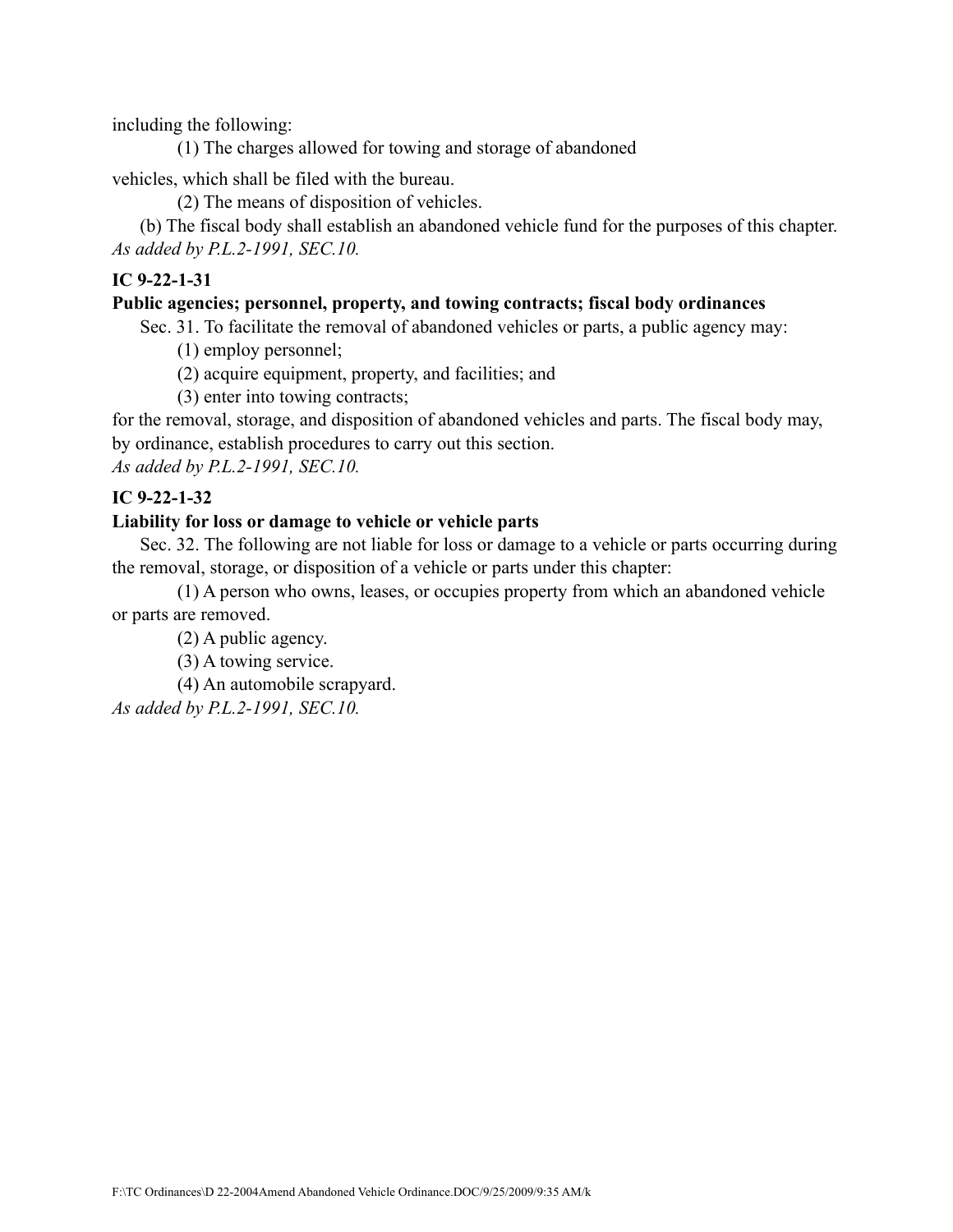including the following:

(1) The charges allowed for towing and storage of abandoned vehicles, which shall be filed with the bureau.

(2) The means of disposition of vehicles.

(b) The fiscal body shall establish an abandoned vehicle fund for the purposes of this chapter.

*As added by P.L.2-1991, SEC.10.*

**IC 9-22-1-31**

**Public agencies; personnel, property, and towing contracts; fiscal body ordinances**

Sec. 31. To facilitate the removal of abandoned vehicles or parts, a public agency may:

(1) employ personnel;

(2) acquire equipment, property, and facilities; and

(3) enter into towing contracts;

for the removal, storage, and disposition of abandoned vehicles and parts. The fiscal body may, by ordinance, establish procedures to carry out this section.

*As added by P.L.2-1991, SEC.10.*

**IC 9-22-1-32**

**Liability for loss or damage to vehicle or vehicle parts**

Sec. 32. The following are not liable for loss or damage to a vehicle or parts occurring during the removal, storage, or disposition of a vehicle or parts under this chapter:

(1) A person who owns, leases, or occupies property from which an abandoned vehicle or parts are removed.

(2) A public agency.

(3) A towing service.

(4) An automobile scrapyard.

*As added by P.L.2-1991, SEC.10.*